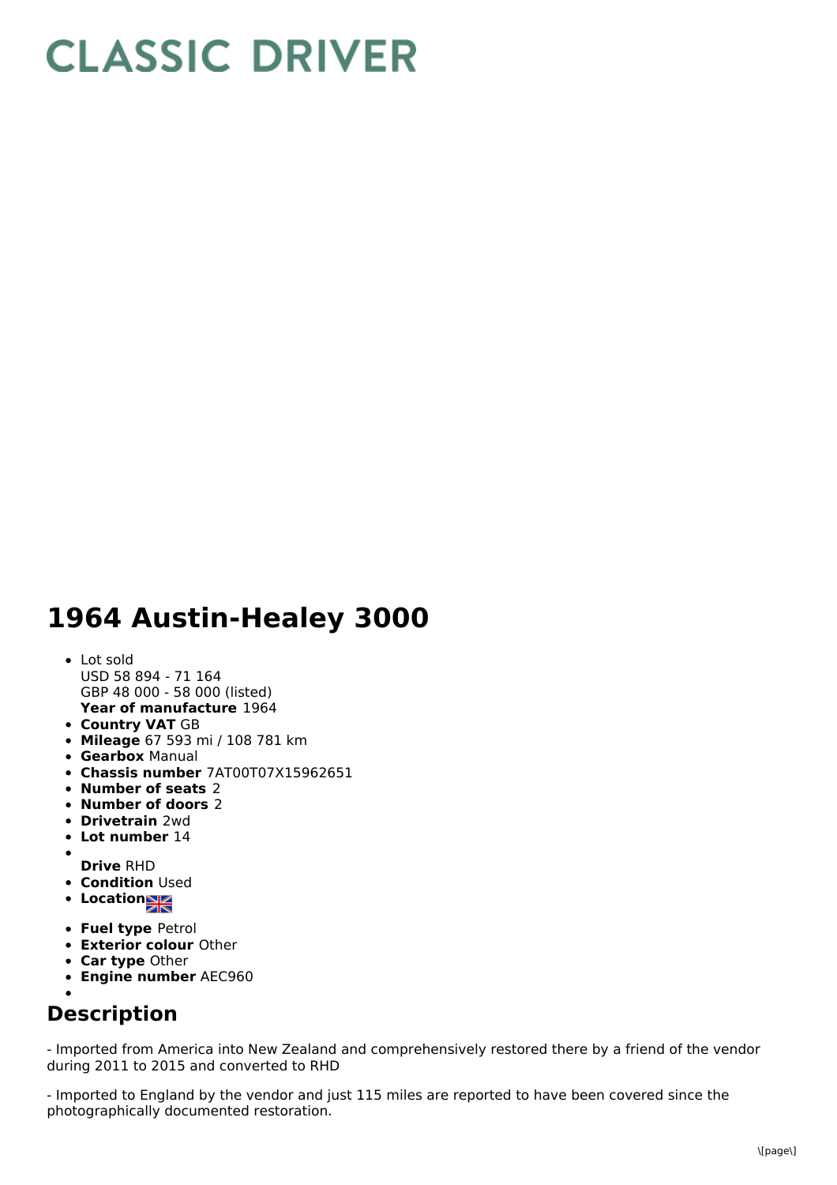# CLASSIC DRIVER

# 1964 Austin-Healey 3000

- Lot sold
  USD 58 894 - 71 164
  GBP 48 000 - 58 000 (listed)
  **Year of manufacture** 1964
- **Country VAT** GB
- **Mileage** 67 593 mi / 108 781 km
- **Gearbox** Manual
- **Chassis number** 7AT00T07X15962651
- **Number of seats** 2
- **Number of doors** 2
- **Drivetrain** 2wd
- **Lot number** 14
- **Drive** RHD
- **Condition** Used
- **Location**
- **Fuel type** Petrol
- **Exterior colour** Other
- **Car type** Other
- **Engine number** AEC960

## Description

- Imported from America into New Zealand and comprehensively restored there by a friend of the vendor during 2011 to 2015 and converted to RHD

- Imported to England by the vendor and just 115 miles are reported to have been covered since the photographically documented restoration.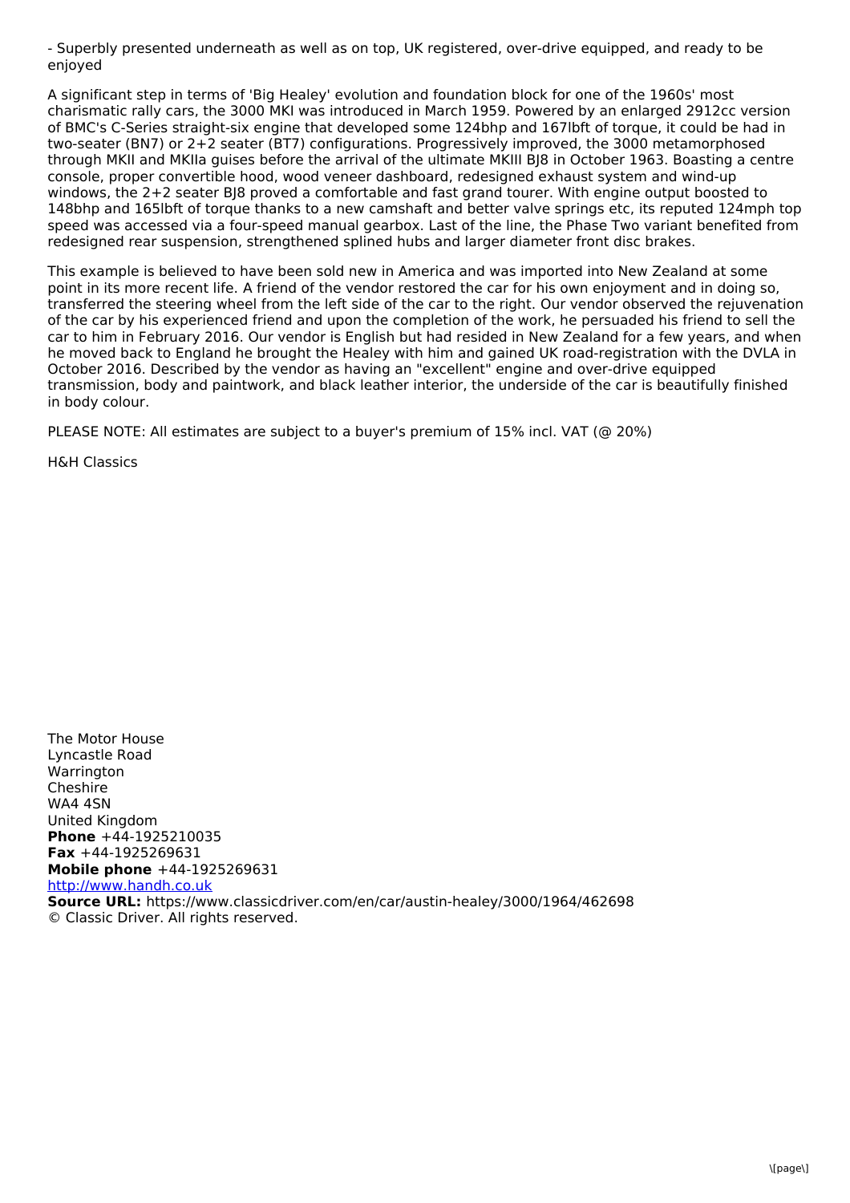- Superbly presented underneath as well as on top, UK registered, over-drive equipped, and ready to be enjoyed

A significant step in terms of 'Big Healey' evolution and foundation block for one of the 1960s' most charismatic rally cars, the 3000 MKI was introduced in March 1959. Powered by an enlarged 2912cc version of BMC's C-Series straight-six engine that developed some 124bhp and 167lbft of torque, it could be had in two-seater (BN7) or 2+2 seater (BT7) configurations. Progressively improved, the 3000 metamorphosed through MKII and MKIIa guises before the arrival of the ultimate MKIII BJ8 in October 1963. Boasting a centre console, proper convertible hood, wood veneer dashboard, redesigned exhaust system and wind-up windows, the 2+2 seater BJ8 proved a comfortable and fast grand tourer. With engine output boosted to 148bhp and 165lbft of torque thanks to a new camshaft and better valve springs etc, its reputed 124mph top speed was accessed via a four-speed manual gearbox. Last of the line, the Phase Two variant benefited from redesigned rear suspension, strengthened splined hubs and larger diameter front disc brakes.

This example is believed to have been sold new in America and was imported into New Zealand at some point in its more recent life. A friend of the vendor restored the car for his own enjoyment and in doing so, transferred the steering wheel from the left side of the car to the right. Our vendor observed the rejuvenation of the car by his experienced friend and upon the completion of the work, he persuaded his friend to sell the car to him in February 2016. Our vendor is English but had resided in New Zealand for a few years, and when he moved back to England he brought the Healey with him and gained UK road-registration with the DVLA in October 2016. Described by the vendor as having an "excellent" engine and over-drive equipped transmission, body and paintwork, and black leather interior, the underside of the car is beautifully finished in body colour.

PLEASE NOTE: All estimates are subject to a buyer's premium of 15% incl. VAT (@ 20%)

H&H Classics

The Motor House
Lyncastle Road
Warrington
Cheshire
WA4 4SN
United Kingdom
**Phone** +44-1925210035
**Fax** +44-1925269631
**Mobile phone** +44-1925269631
[http://www.handh.co.uk](http://www.handh.co.uk)
**Source URL:** https://www.classicdriver.com/en/car/austin-healey/3000/1964/462698
© Classic Driver. All rights reserved.